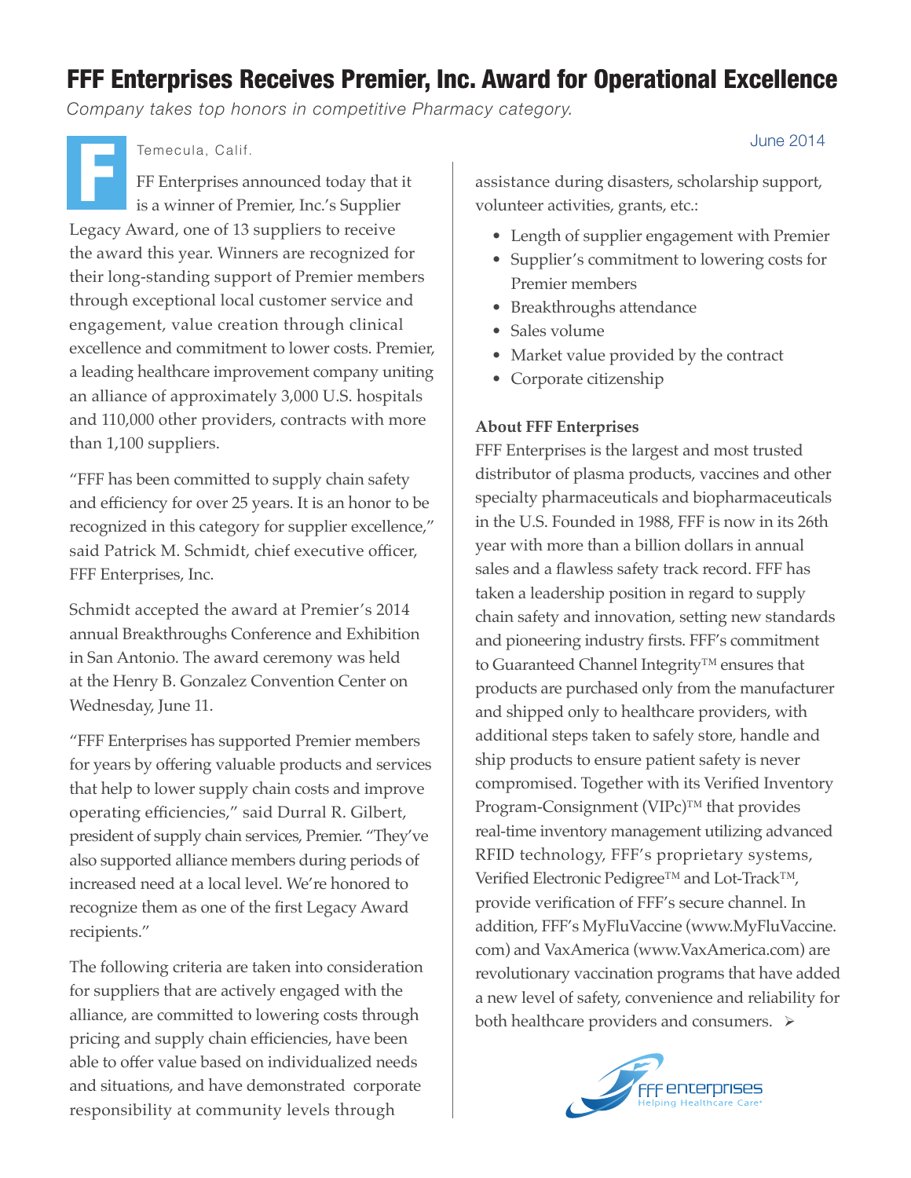# FFF Enterprises Receives Premier, Inc. Award for Operational Excellence

*Company takes top honors in competitive Pharmacy category.*

June 2014

Temecula, Calif.

FFF Enterprises announced today that it is a winner of Premier, Inc.'s Supplier Legacy Award, one of 13 suppliers to receive the award this year. Winners are recognized for their long-standing support of Premier members through exceptional local customer service and engagement, value creation through clinical excellence and commitment to lower costs. Premier, a leading healthcare improvement company uniting an alliance of approximately 3,000 U.S. hospitals and 110,000 other providers, contracts with more than 1,100 suppliers.

"FFF has been committed to supply chain safety and efficiency for over 25 years. It is an honor to be recognized in this category for supplier excellence," said Patrick M. Schmidt, chief executive officer, FFF Enterprises, Inc.

Schmidt accepted the award at Premier's 2014 annual Breakthroughs Conference and Exhibition in San Antonio. The award ceremony was held at the Henry B. Gonzalez Convention Center on Wednesday, June 11.

"FFF Enterprises has supported Premier members for years by offering valuable products and services that help to lower supply chain costs and improve operating efficiencies," said Durral R. Gilbert, president of supply chain services, Premier. "They've also supported alliance members during periods of increased need at a local level. We're honored to recognize them as one of the first Legacy Award recipients."

The following criteria are taken into consideration for suppliers that are actively engaged with the alliance, are committed to lowering costs through pricing and supply chain efficiencies, have been able to offer value based on individualized needs and situations, and have demonstrated corporate responsibility at community levels through assistance during disasters, scholarship support, volunteer activities, grants, etc.:

- Length of supplier engagement with Premier
- Supplier's commitment to lowering costs for Premier members
- Breakthroughs attendance
- Sales volume
- Market value provided by the contract
- Corporate citizenship

**About FFF Enterprises**

FFF Enterprises is the largest and most trusted distributor of plasma products, vaccines and other specialty pharmaceuticals and biopharmaceuticals in the U.S. Founded in 1988, FFF is now in its 26th year with more than a billion dollars in annual sales and a flawless safety track record. FFF has taken a leadership position in regard to supply chain safety and innovation, setting new standards and pioneering industry firsts. FFF's commitment to Guaranteed Channel Integrity™ ensures that products are purchased only from the manufacturer and shipped only to healthcare providers, with additional steps taken to safely store, handle and ship products to ensure patient safety is never compromised. Together with its Verified Inventory Program-Consignment (VIPc)™ that provides real-time inventory management utilizing advanced RFID technology, FFF's proprietary systems, Verified Electronic Pedigree™ and Lot-Track™, provide verification of FFF's secure channel. In addition, FFF's MyFluVaccine (www.MyFluVaccine.com) and VaxAmerica (www.VaxAmerica.com) are revolutionary vaccination programs that have added a new level of safety, convenience and reliability for both healthcare providers and consumers. ➢

FFF enterprises
Helping Healthcare Care®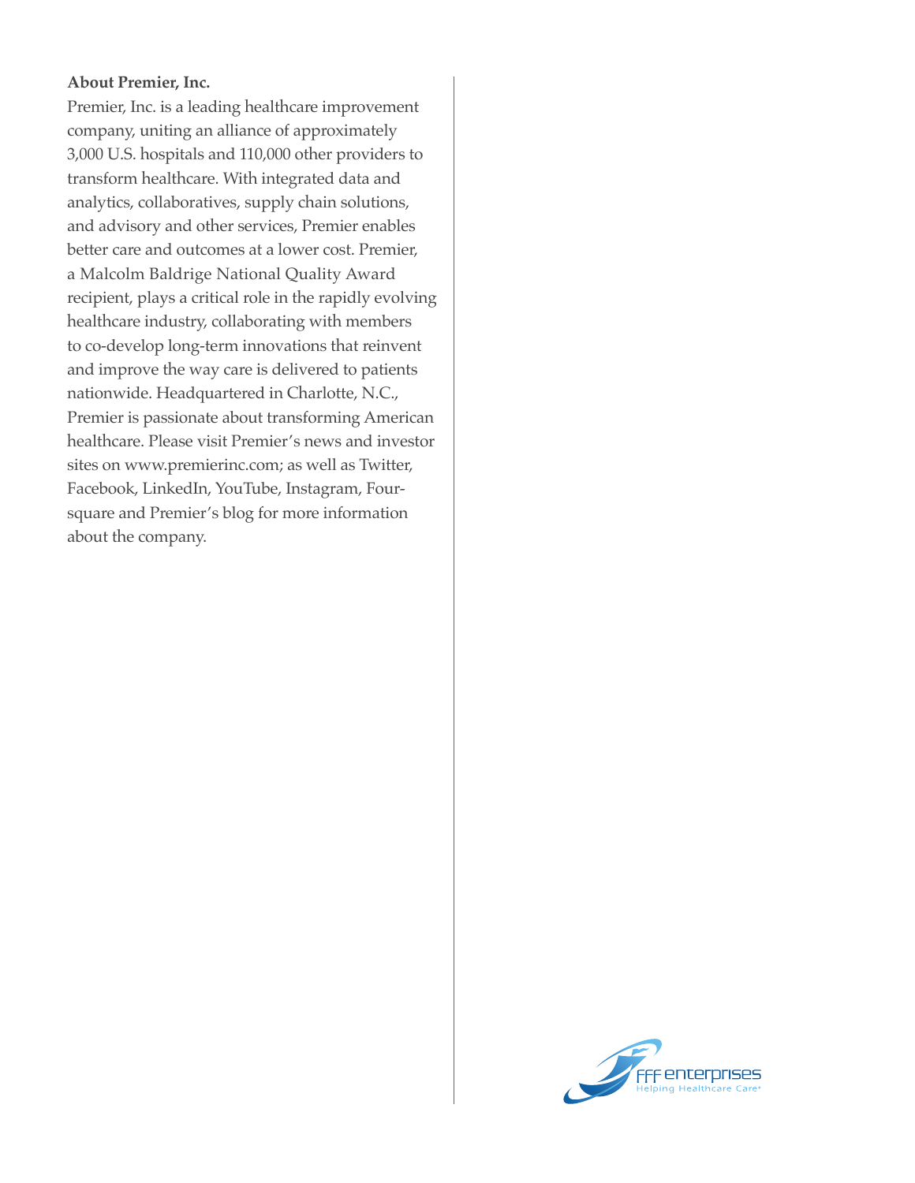**About Premier, Inc.**

Premier, Inc. is a leading healthcare improvement company, uniting an alliance of approximately 3,000 U.S. hospitals and 110,000 other providers to transform healthcare. With integrated data and analytics, collaboratives, supply chain solutions, and advisory and other services, Premier enables better care and outcomes at a lower cost. Premier, a Malcolm Baldrige National Quality Award recipient, plays a critical role in the rapidly evolving healthcare industry, collaborating with members to co-develop long-term innovations that reinvent and improve the way care is delivered to patients nationwide. Headquartered in Charlotte, N.C., Premier is passionate about transforming American healthcare. Please visit Premier's news and investor sites on www.premierinc.com; as well as Twitter, Facebook, LinkedIn, YouTube, Instagram, Foursquare and Premier's blog for more information about the company.

FFF enterprises
Helping Healthcare Care®